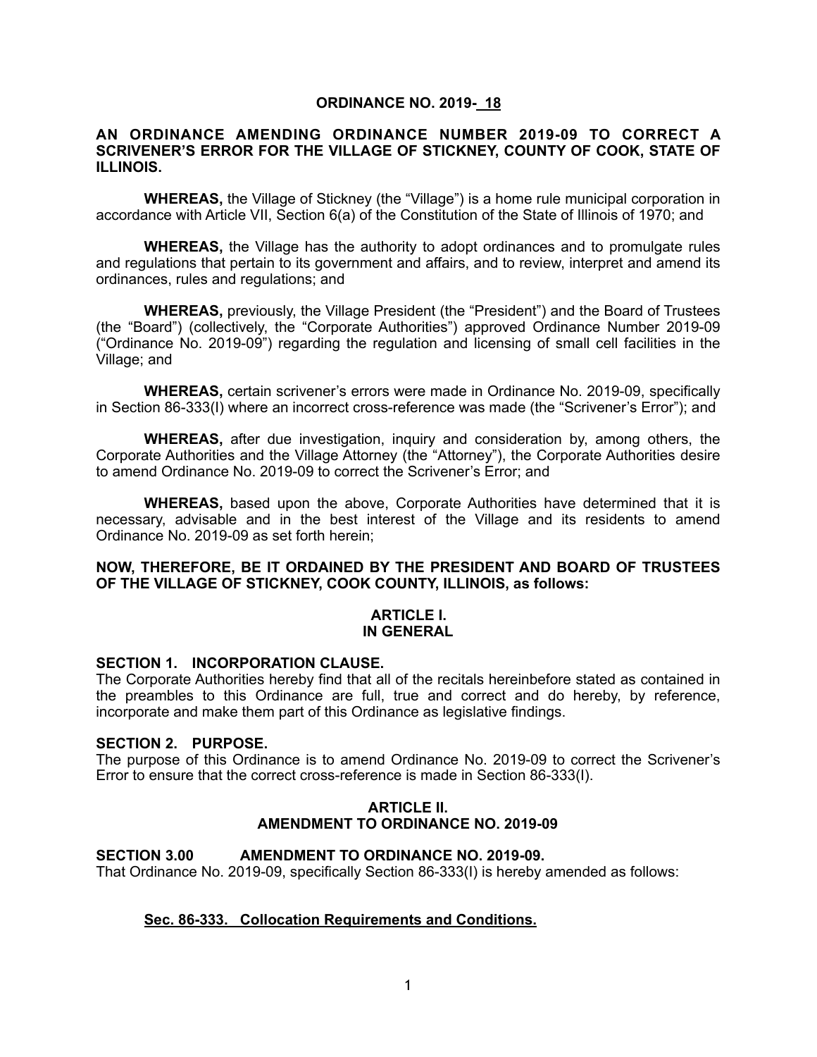**ORDINANCE NO. 2019-_18**

**AN ORDINANCE AMENDING ORDINANCE NUMBER 2019-09 TO CORRECT A SCRIVENER'S ERROR FOR THE VILLAGE OF STICKNEY, COUNTY OF COOK, STATE OF ILLINOIS.**

**WHEREAS,** the Village of Stickney (the "Village") is a home rule municipal corporation in accordance with Article VII, Section 6(a) of the Constitution of the State of Illinois of 1970; and

**WHEREAS,** the Village has the authority to adopt ordinances and to promulgate rules and regulations that pertain to its government and affairs, and to review, interpret and amend its ordinances, rules and regulations; and

**WHEREAS,** previously, the Village President (the "President") and the Board of Trustees (the "Board") (collectively, the "Corporate Authorities") approved Ordinance Number 2019-09 ("Ordinance No. 2019-09") regarding the regulation and licensing of small cell facilities in the Village; and

**WHEREAS,** certain scrivener's errors were made in Ordinance No. 2019-09, specifically in Section 86-333(I) where an incorrect cross-reference was made (the "Scrivener's Error"); and

**WHEREAS,** after due investigation, inquiry and consideration by, among others, the Corporate Authorities and the Village Attorney (the "Attorney"), the Corporate Authorities desire to amend Ordinance No. 2019-09 to correct the Scrivener's Error; and

**WHEREAS,** based upon the above, Corporate Authorities have determined that it is necessary, advisable and in the best interest of the Village and its residents to amend Ordinance No. 2019-09 as set forth herein;

**NOW, THEREFORE, BE IT ORDAINED BY THE PRESIDENT AND BOARD OF TRUSTEES OF THE VILLAGE OF STICKNEY, COOK COUNTY, ILLINOIS, as follows:**

## ARTICLE I.
## IN GENERAL

**SECTION 1. INCORPORATION CLAUSE.**
The Corporate Authorities hereby find that all of the recitals hereinbefore stated as contained in the preambles to this Ordinance are full, true and correct and do hereby, by reference, incorporate and make them part of this Ordinance as legislative findings.

**SECTION 2. PURPOSE.**
The purpose of this Ordinance is to amend Ordinance No. 2019-09 to correct the Scrivener's Error to ensure that the correct cross-reference is made in Section 86-333(I).

## ARTICLE II.
## AMENDMENT TO ORDINANCE NO. 2019-09

**SECTION 3.00 AMENDMENT TO ORDINANCE NO. 2019-09.**
That Ordinance No. 2019-09, specifically Section 86-333(I) is hereby amended as follows:

**Sec. 86-333. Collocation Requirements and Conditions.**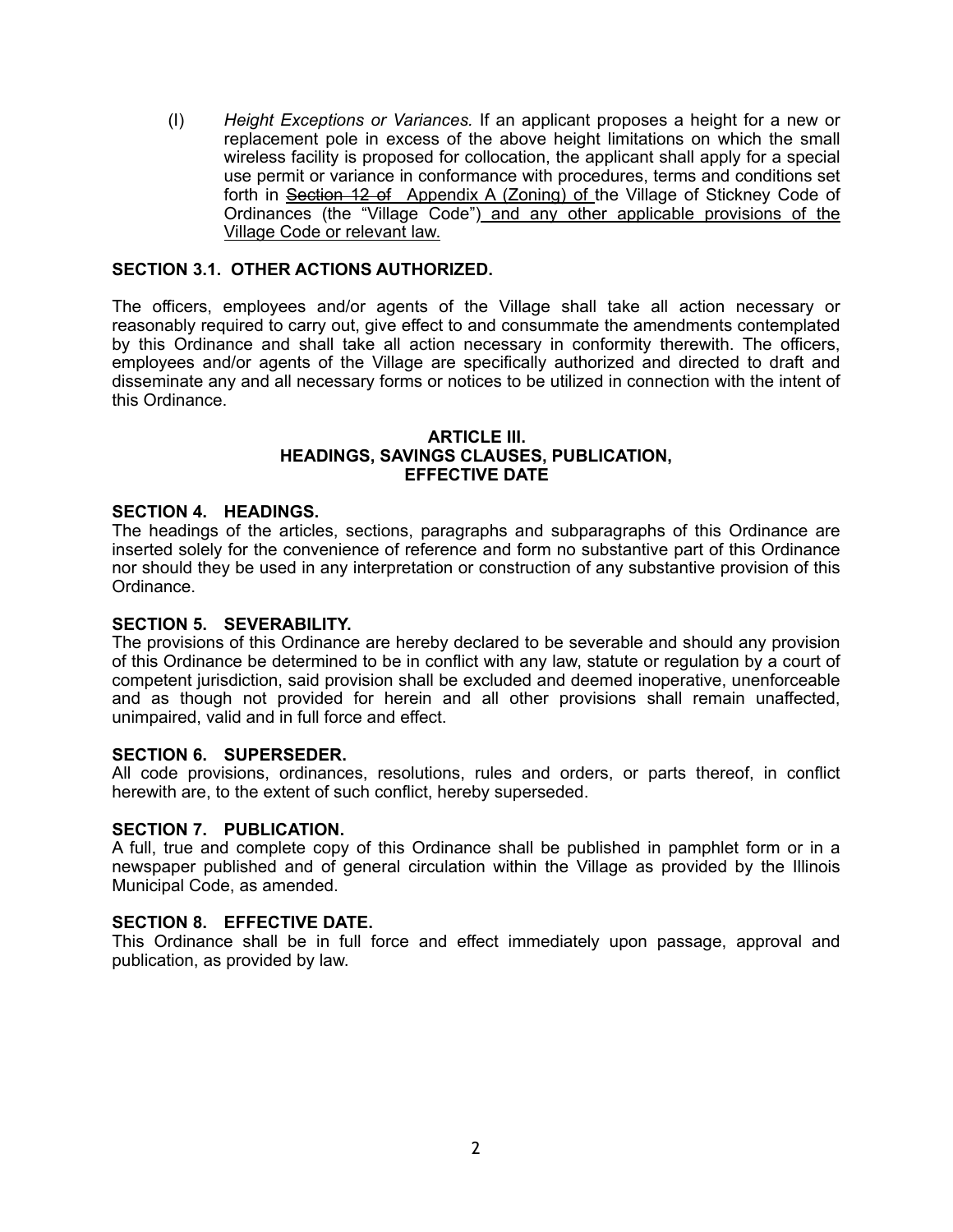(l) *Height Exceptions or Variances.* If an applicant proposes a height for a new or replacement pole in excess of the above height limitations on which the small wireless facility is proposed for collocation, the applicant shall apply for a special use permit or variance in conformance with procedures, terms and conditions set forth in ~~Section 12 of~~ <u>Appendix A (Zoning) of</u> the Village of Stickney Code of Ordinances (the "Village Code")<u> and any other applicable provisions of the Village Code or relevant law.</u>

**SECTION 3.1. OTHER ACTIONS AUTHORIZED.**

The officers, employees and/or agents of the Village shall take all action necessary or reasonably required to carry out, give effect to and consummate the amendments contemplated by this Ordinance and shall take all action necessary in conformity therewith. The officers, employees and/or agents of the Village are specifically authorized and directed to draft and disseminate any and all necessary forms or notices to be utilized in connection with the intent of this Ordinance.

## ARTICLE III.
## HEADINGS, SAVINGS CLAUSES, PUBLICATION, EFFECTIVE DATE

**SECTION 4. HEADINGS.**
The headings of the articles, sections, paragraphs and subparagraphs of this Ordinance are inserted solely for the convenience of reference and form no substantive part of this Ordinance nor should they be used in any interpretation or construction of any substantive provision of this Ordinance.

**SECTION 5. SEVERABILITY.**
The provisions of this Ordinance are hereby declared to be severable and should any provision of this Ordinance be determined to be in conflict with any law, statute or regulation by a court of competent jurisdiction, said provision shall be excluded and deemed inoperative, unenforceable and as though not provided for herein and all other provisions shall remain unaffected, unimpaired, valid and in full force and effect.

**SECTION 6. SUPERSEDER.**
All code provisions, ordinances, resolutions, rules and orders, or parts thereof, in conflict herewith are, to the extent of such conflict, hereby superseded.

**SECTION 7. PUBLICATION.**
A full, true and complete copy of this Ordinance shall be published in pamphlet form or in a newspaper published and of general circulation within the Village as provided by the Illinois Municipal Code, as amended.

**SECTION 8. EFFECTIVE DATE.**
This Ordinance shall be in full force and effect immediately upon passage, approval and publication, as provided by law.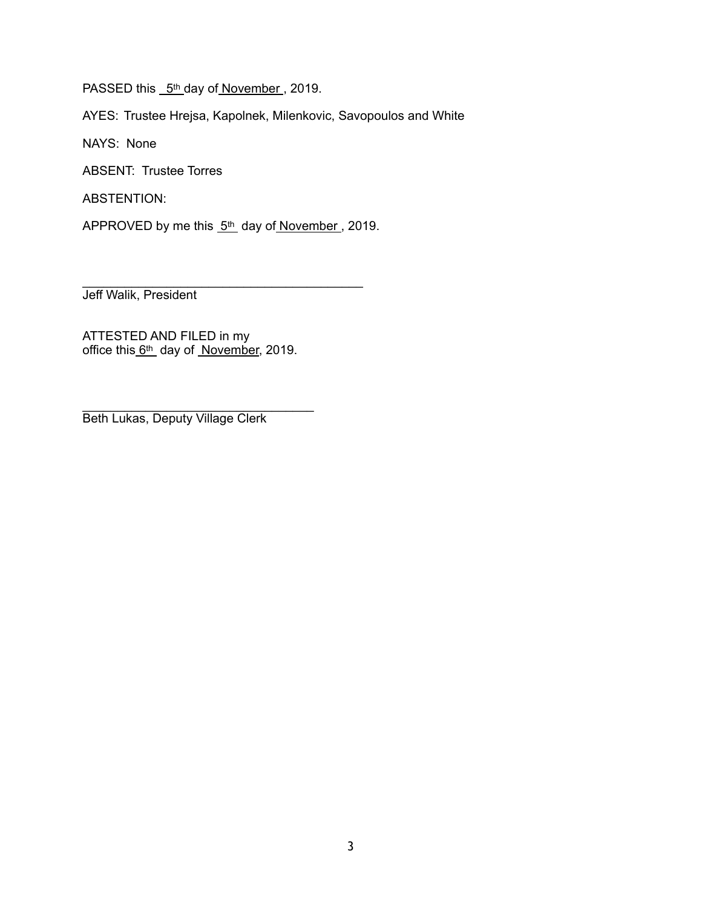PASSED this 5th day of November, 2019.

AYES: Trustee Hrejsa, Kapolnek, Milenkovic, Savopoulos and White

NAYS: None

ABSENT: Trustee Torres

ABSTENTION:

APPROVED by me this 5th day of November, 2019.

\_\_\_\_\_\_\_\_\_\_\_\_\_\_\_\_\_\_\_\_\_\_\_\_\_\_\_\_\_\_\_\_\_\_\_\_\_\_\_\_
Jeff Walik, President

ATTESTED AND FILED in my
office this 6th day of November, 2019.

\_\_\_\_\_\_\_\_\_\_\_\_\_\_\_\_\_\_\_\_\_\_\_\_\_\_\_\_\_\_\_\_\_\_
Beth Lukas, Deputy Village Clerk